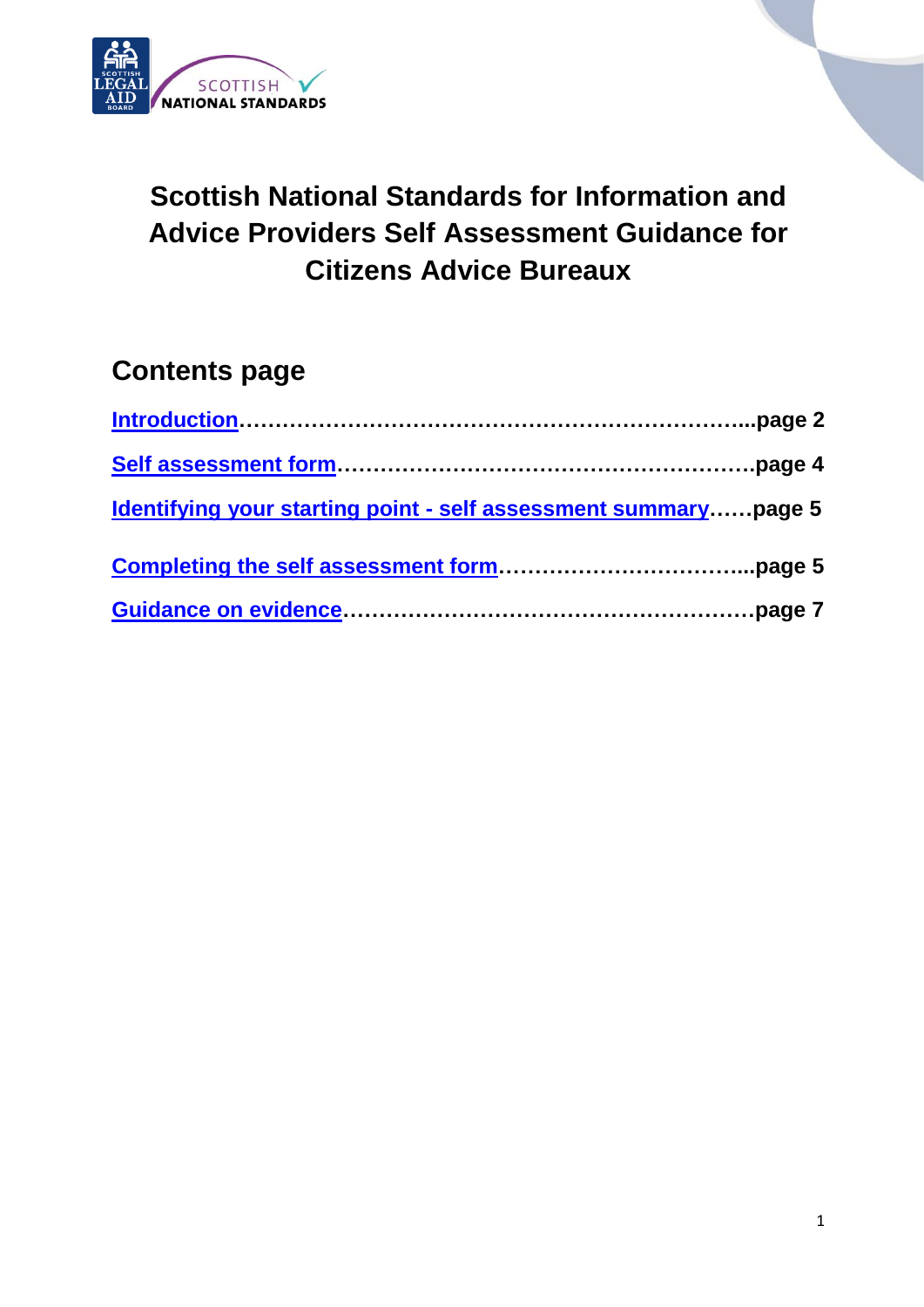# Scottish National Standards for Information and Advice Providers Self Assessment Guidance for Citizens Advice Bureaux

## Contents page

**Introduction……………………………………………………………...page 2**

**Self assessment form…………………………………………………page 4**

**Identifying your starting point - self assessment summary……page 5**

**Completing the self assessment form……………………………...page 5**

**Guidance on evidence………………………………………………..page 7**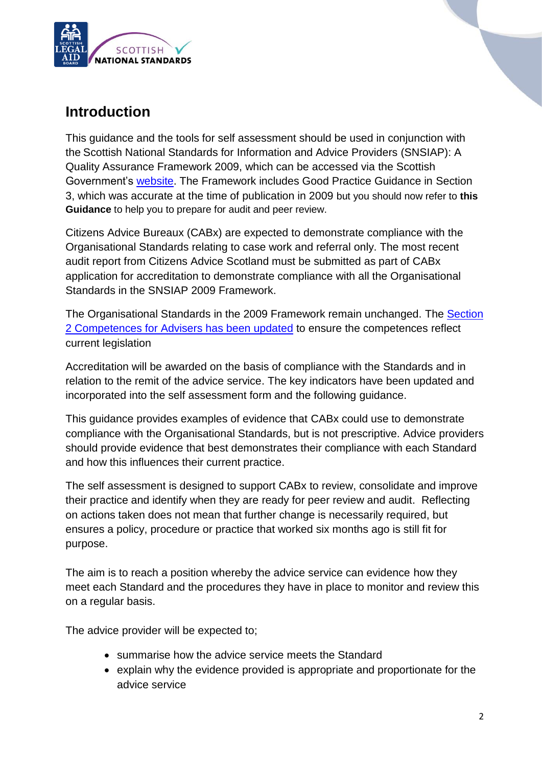# Introduction

This guidance and the tools for self assessment should be used in conjunction with the Scottish National Standards for Information and Advice Providers (SNSIAP): A Quality Assurance Framework 2009, which can be accessed via the Scottish Government's website. The Framework includes Good Practice Guidance in Section 3, which was accurate at the time of publication in 2009 but you should now refer to **this Guidance** to help you to prepare for audit and peer review.

Citizens Advice Bureaux (CABx) are expected to demonstrate compliance with the Organisational Standards relating to case work and referral only. The most recent audit report from Citizens Advice Scotland must be submitted as part of CABx application for accreditation to demonstrate compliance with all the Organisational Standards in the SNSIAP 2009 Framework.

The Organisational Standards in the 2009 Framework remain unchanged. The Section 2 Competences for Advisers has been updated to ensure the competences reflect current legislation

Accreditation will be awarded on the basis of compliance with the Standards and in relation to the remit of the advice service. The key indicators have been updated and incorporated into the self assessment form and the following guidance.

This guidance provides examples of evidence that CABx could use to demonstrate compliance with the Organisational Standards, but is not prescriptive. Advice providers should provide evidence that best demonstrates their compliance with each Standard and how this influences their current practice.

The self assessment is designed to support CABx to review, consolidate and improve their practice and identify when they are ready for peer review and audit. Reflecting on actions taken does not mean that further change is necessarily required, but ensures a policy, procedure or practice that worked six months ago is still fit for purpose.

The aim is to reach a position whereby the advice service can evidence how they meet each Standard and the procedures they have in place to monitor and review this on a regular basis.

The advice provider will be expected to;

- summarise how the advice service meets the Standard
- explain why the evidence provided is appropriate and proportionate for the advice service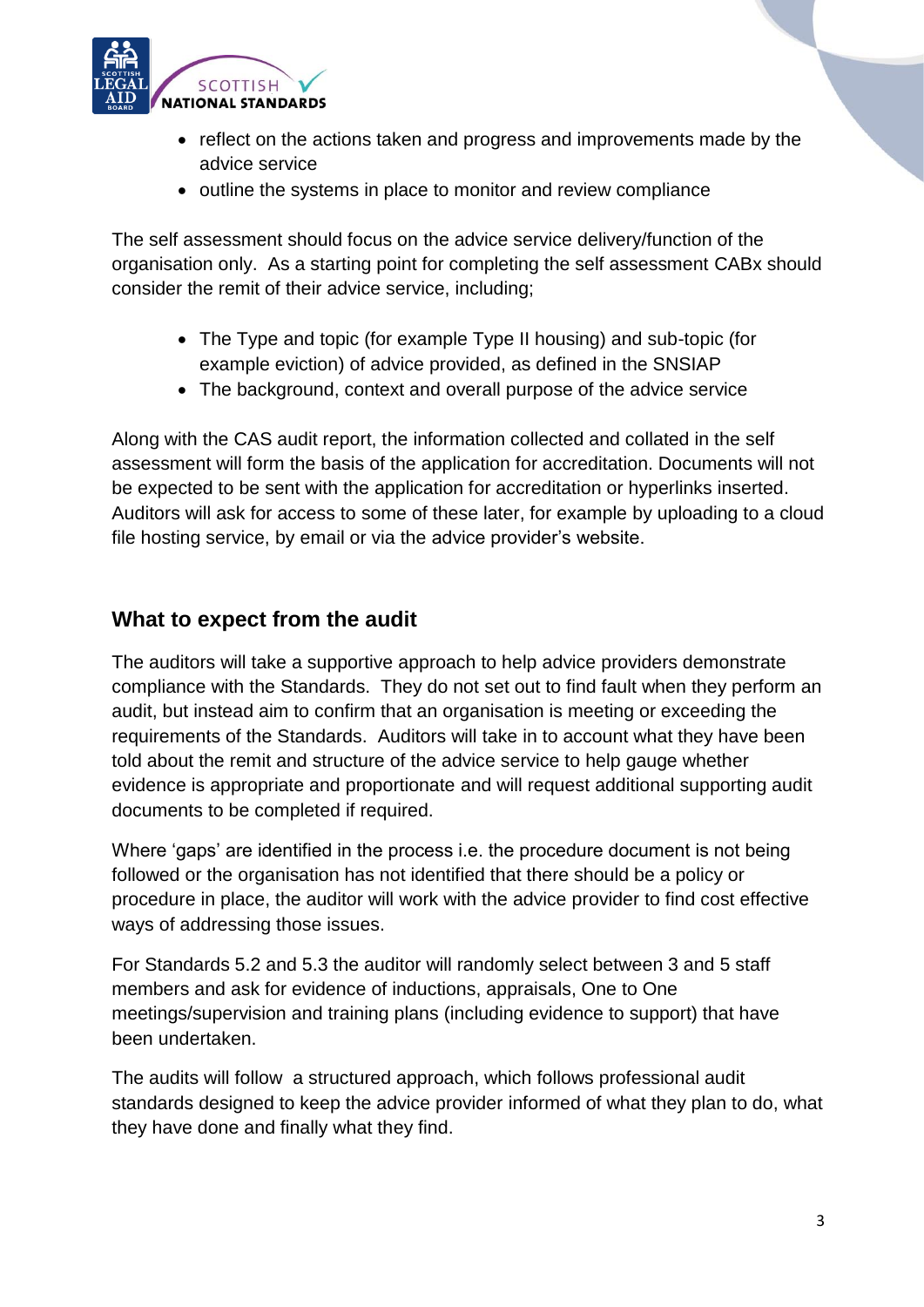- reflect on the actions taken and progress and improvements made by the advice service
- outline the systems in place to monitor and review compliance

The self assessment should focus on the advice service delivery/function of the organisation only. As a starting point for completing the self assessment CABx should consider the remit of their advice service, including;

- The Type and topic (for example Type II housing) and sub-topic (for example eviction) of advice provided, as defined in the SNSIAP
- The background, context and overall purpose of the advice service

Along with the CAS audit report, the information collected and collated in the self assessment will form the basis of the application for accreditation. Documents will not be expected to be sent with the application for accreditation or hyperlinks inserted. Auditors will ask for access to some of these later, for example by uploading to a cloud file hosting service, by email or via the advice provider's website.

## What to expect from the audit

The auditors will take a supportive approach to help advice providers demonstrate compliance with the Standards. They do not set out to find fault when they perform an audit, but instead aim to confirm that an organisation is meeting or exceeding the requirements of the Standards. Auditors will take in to account what they have been told about the remit and structure of the advice service to help gauge whether evidence is appropriate and proportionate and will request additional supporting audit documents to be completed if required.

Where 'gaps' are identified in the process i.e. the procedure document is not being followed or the organisation has not identified that there should be a policy or procedure in place, the auditor will work with the advice provider to find cost effective ways of addressing those issues.

For Standards 5.2 and 5.3 the auditor will randomly select between 3 and 5 staff members and ask for evidence of inductions, appraisals, One to One meetings/supervision and training plans (including evidence to support) that have been undertaken.

The audits will follow a structured approach, which follows professional audit standards designed to keep the advice provider informed of what they plan to do, what they have done and finally what they find.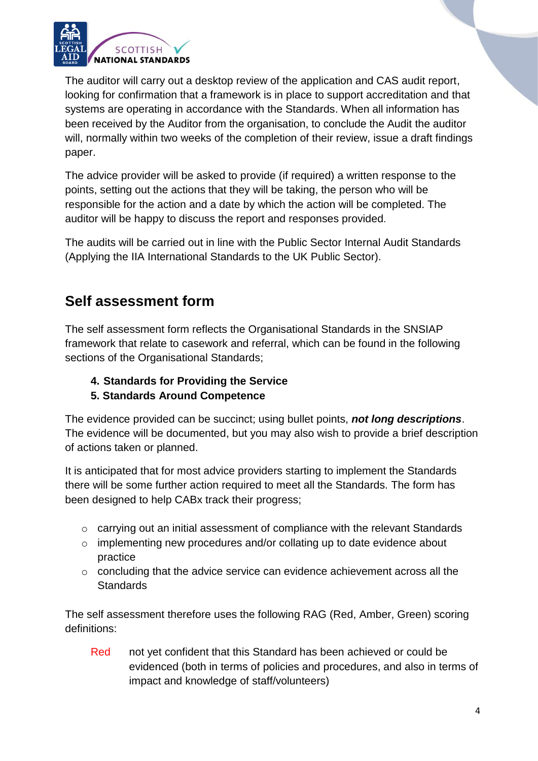The auditor will carry out a desktop review of the application and CAS audit report, looking for confirmation that a framework is in place to support accreditation and that systems are operating in accordance with the Standards. When all information has been received by the Auditor from the organisation, to conclude the Audit the auditor will, normally within two weeks of the completion of their review, issue a draft findings paper.

The advice provider will be asked to provide (if required) a written response to the points, setting out the actions that they will be taking, the person who will be responsible for the action and a date by which the action will be completed. The auditor will be happy to discuss the report and responses provided.

The audits will be carried out in line with the Public Sector Internal Audit Standards (Applying the IIA International Standards to the UK Public Sector).

## Self assessment form

The self assessment form reflects the Organisational Standards in the SNSIAP framework that relate to casework and referral, which can be found in the following sections of the Organisational Standards;

4. **Standards for Providing the Service**
5. **Standards Around Competence**

The evidence provided can be succinct; using bullet points, ***not long descriptions***. The evidence will be documented, but you may also wish to provide a brief description of actions taken or planned.

It is anticipated that for most advice providers starting to implement the Standards there will be some further action required to meet all the Standards. The form has been designed to help CABx track their progress;

- carrying out an initial assessment of compliance with the relevant Standards
- implementing new procedures and/or collating up to date evidence about practice
- concluding that the advice service can evidence achievement across all the Standards

The self assessment therefore uses the following RAG (Red, Amber, Green) scoring definitions:

Red — not yet confident that this Standard has been achieved or could be evidenced (both in terms of policies and procedures, and also in terms of impact and knowledge of staff/volunteers)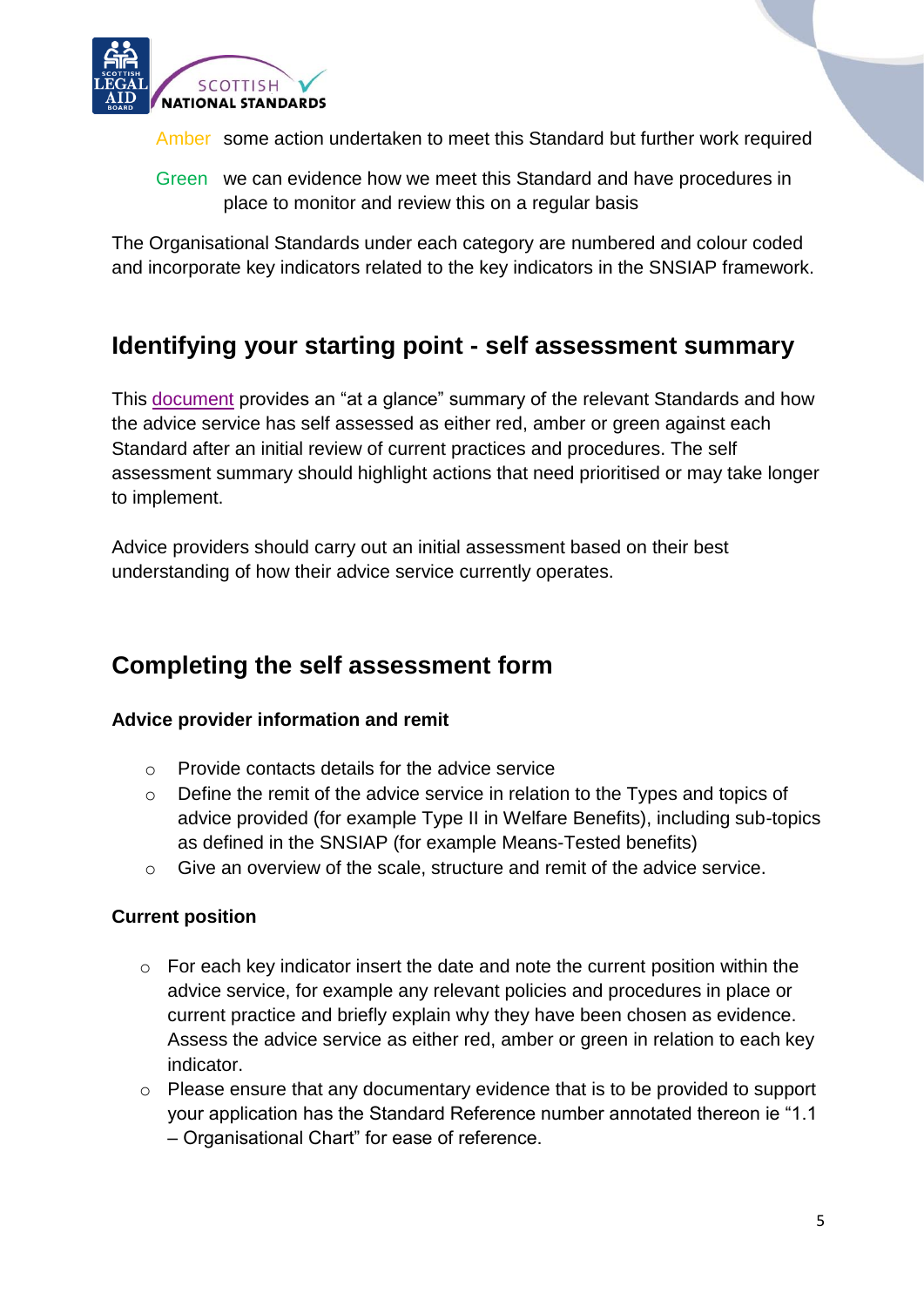Amber some action undertaken to meet this Standard but further work required

Green we can evidence how we meet this Standard and have procedures in place to monitor and review this on a regular basis

The Organisational Standards under each category are numbered and colour coded and incorporate key indicators related to the key indicators in the SNSIAP framework.

## Identifying your starting point - self assessment summary

This document provides an "at a glance" summary of the relevant Standards and how the advice service has self assessed as either red, amber or green against each Standard after an initial review of current practices and procedures. The self assessment summary should highlight actions that need prioritised or may take longer to implement.

Advice providers should carry out an initial assessment based on their best understanding of how their advice service currently operates.

## Completing the self assessment form

**Advice provider information and remit**

- Provide contacts details for the advice service
- Define the remit of the advice service in relation to the Types and topics of advice provided (for example Type II in Welfare Benefits), including sub-topics as defined in the SNSIAP (for example Means-Tested benefits)
- Give an overview of the scale, structure and remit of the advice service.

**Current position**

- For each key indicator insert the date and note the current position within the advice service, for example any relevant policies and procedures in place or current practice and briefly explain why they have been chosen as evidence. Assess the advice service as either red, amber or green in relation to each key indicator.
- Please ensure that any documentary evidence that is to be provided to support your application has the Standard Reference number annotated thereon ie "1.1 – Organisational Chart" for ease of reference.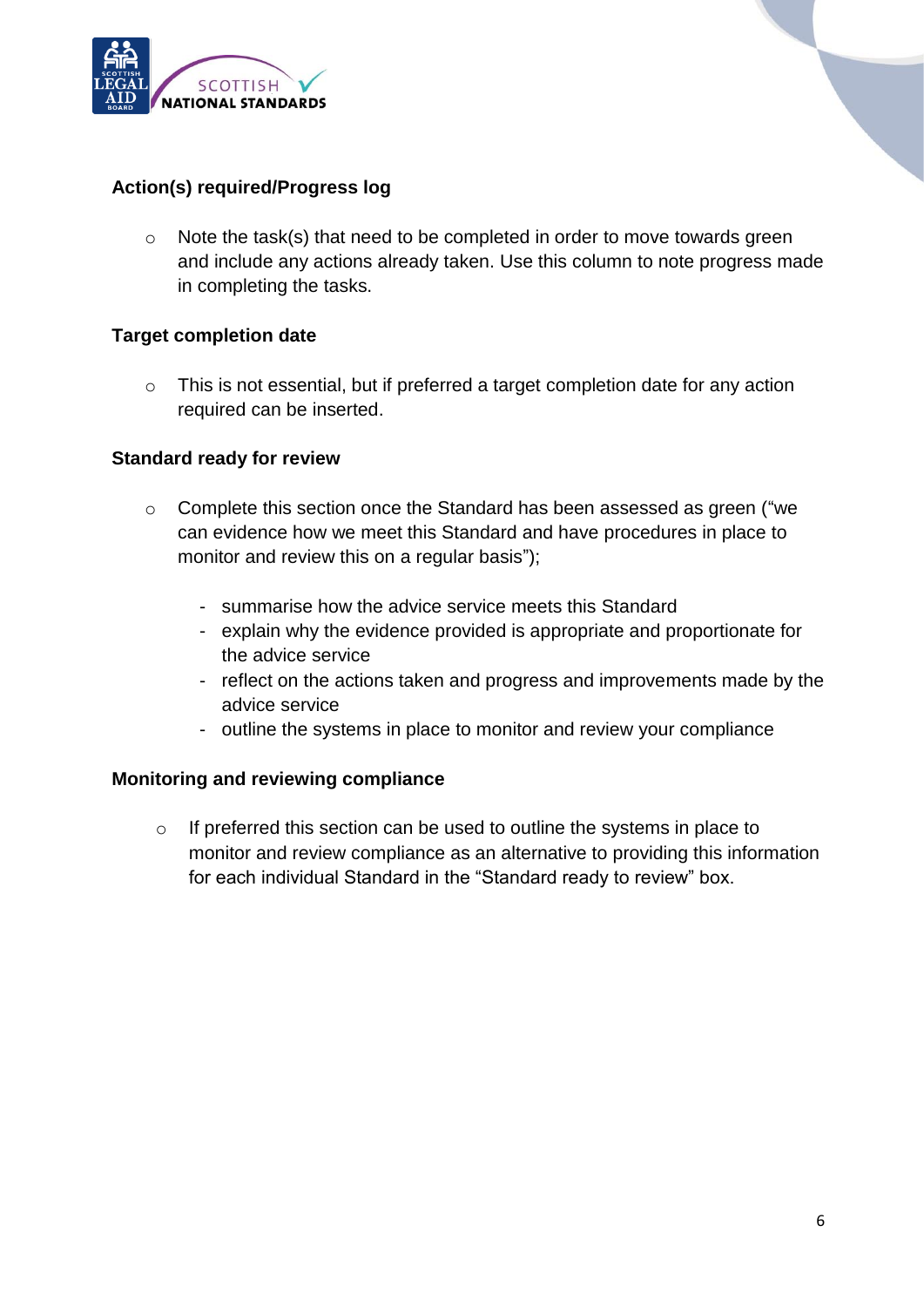**Action(s) required/Progress log**

- Note the task(s) that need to be completed in order to move towards green and include any actions already taken. Use this column to note progress made in completing the tasks.

**Target completion date**

- This is not essential, but if preferred a target completion date for any action required can be inserted.

**Standard ready for review**

- Complete this section once the Standard has been assessed as green ("we can evidence how we meet this Standard and have procedures in place to monitor and review this on a regular basis");

  - summarise how the advice service meets this Standard
  - explain why the evidence provided is appropriate and proportionate for the advice service
  - reflect on the actions taken and progress and improvements made by the advice service
  - outline the systems in place to monitor and review your compliance

**Monitoring and reviewing compliance**

- If preferred this section can be used to outline the systems in place to monitor and review compliance as an alternative to providing this information for each individual Standard in the "Standard ready to review" box.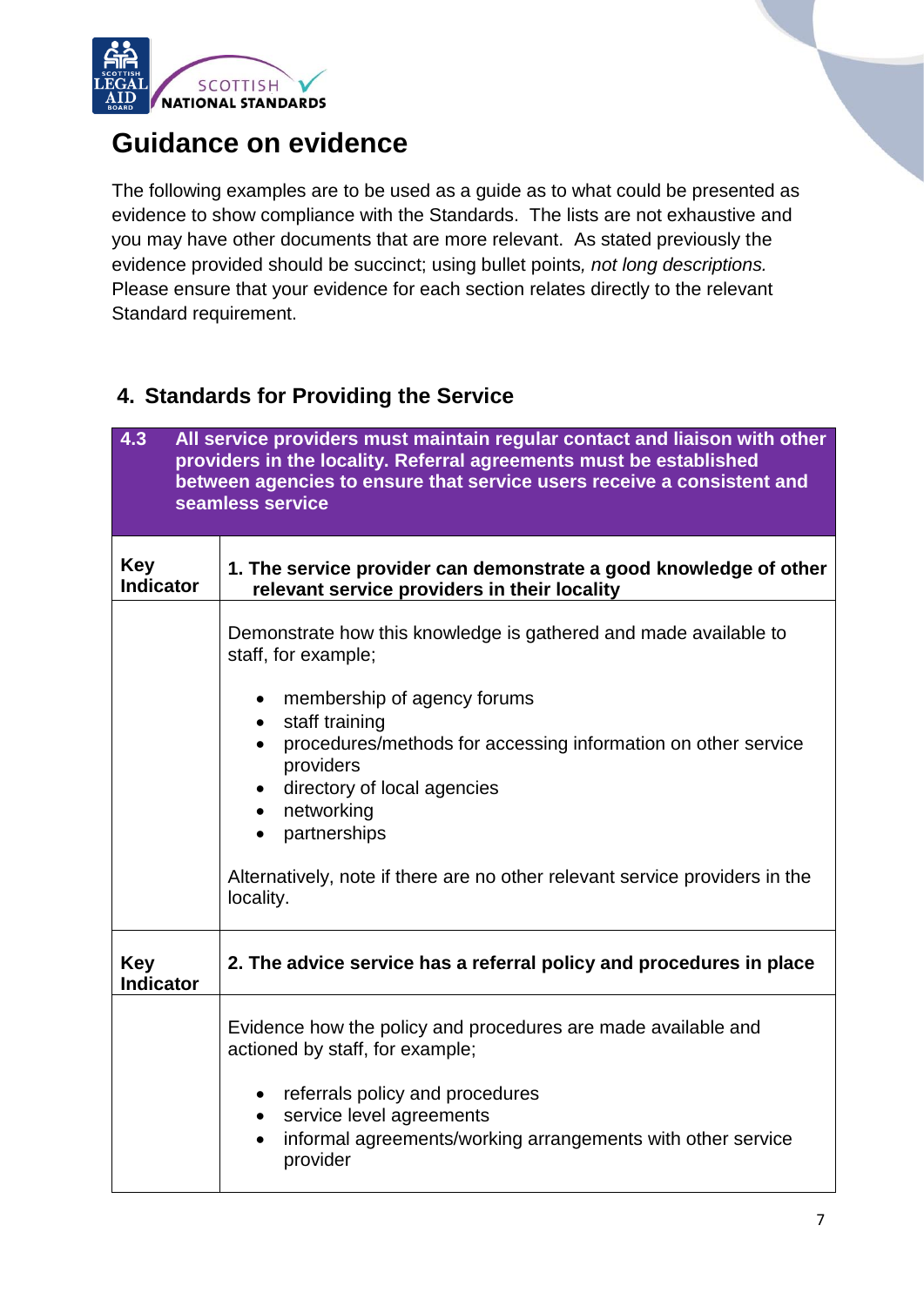# Guidance on evidence

The following examples are to be used as a guide as to what could be presented as evidence to show compliance with the Standards. The lists are not exhaustive and you may have other documents that are more relevant. As stated previously the evidence provided should be succinct; using bullet points, *not long descriptions.* Please ensure that your evidence for each section relates directly to the relevant Standard requirement.

## 4. Standards for Providing the Service

| **4.3** | **All service providers must maintain regular contact and liaison with other providers in the locality. Referral agreements must be established between agencies to ensure that service users receive a consistent and seamless service** |
|---|---|
| **Key Indicator** | **1. The service provider can demonstrate a good knowledge of other relevant service providers in their locality** |
| | Demonstrate how this knowledge is gathered and made available to staff, for example;<br><br>• membership of agency forums<br>• staff training<br>• procedures/methods for accessing information on other service providers<br>• directory of local agencies<br>• networking<br>• partnerships<br><br>Alternatively, note if there are no other relevant service providers in the locality. |
| **Key Indicator** | **2. The advice service has a referral policy and procedures in place** |
| | Evidence how the policy and procedures are made available and actioned by staff, for example;<br><br>• referrals policy and procedures<br>• service level agreements<br>• informal agreements/working arrangements with other service provider |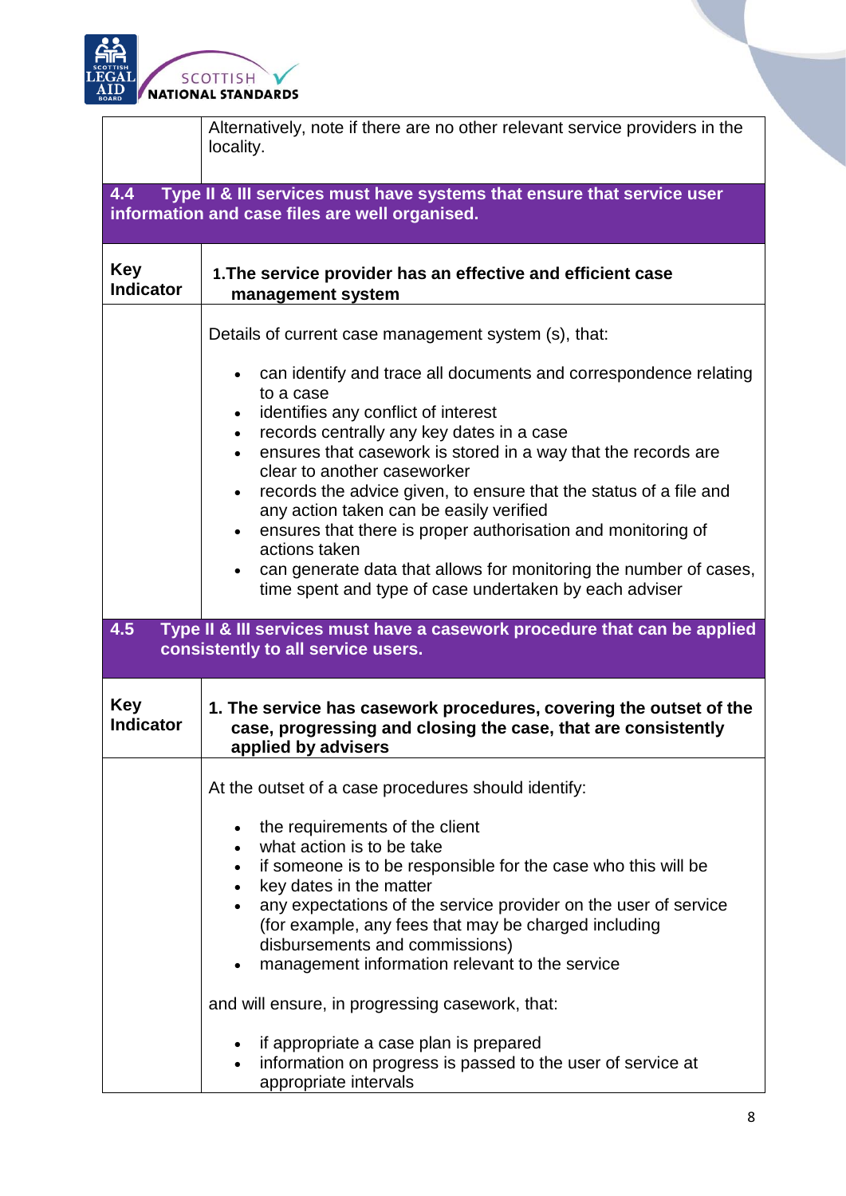| | |
|---|---|
| | Alternatively, note if there are no other relevant service providers in the locality. |

## 4.4 Type II & III services must have systems that ensure that service user information and case files are well organised.

| | |
|---|---|
| **Key Indicator** | **1. The service provider has an effective and efficient case management system** |
| | Details of current case management system (s), that:<br><br>• can identify and trace all documents and correspondence relating to a case<br>• identifies any conflict of interest<br>• records centrally any key dates in a case<br>• ensures that casework is stored in a way that the records are clear to another caseworker<br>• records the advice given, to ensure that the status of a file and any action taken can be easily verified<br>• ensures that there is proper authorisation and monitoring of actions taken<br>• can generate data that allows for monitoring the number of cases, time spent and type of case undertaken by each adviser |

## 4.5 Type II & III services must have a casework procedure that can be applied consistently to all service users.

| | |
|---|---|
| **Key Indicator** | **1. The service has casework procedures, covering the outset of the case, progressing and closing the case, that are consistently applied by advisers** |
| | At the outset of a case procedures should identify:<br><br>• the requirements of the client<br>• what action is to be take<br>• if someone is to be responsible for the case who this will be<br>• key dates in the matter<br>• any expectations of the service provider on the user of service (for example, any fees that may be charged including disbursements and commissions)<br>• management information relevant to the service<br><br>and will ensure, in progressing casework, that:<br><br>• if appropriate a case plan is prepared<br>• information on progress is passed to the user of service at appropriate intervals |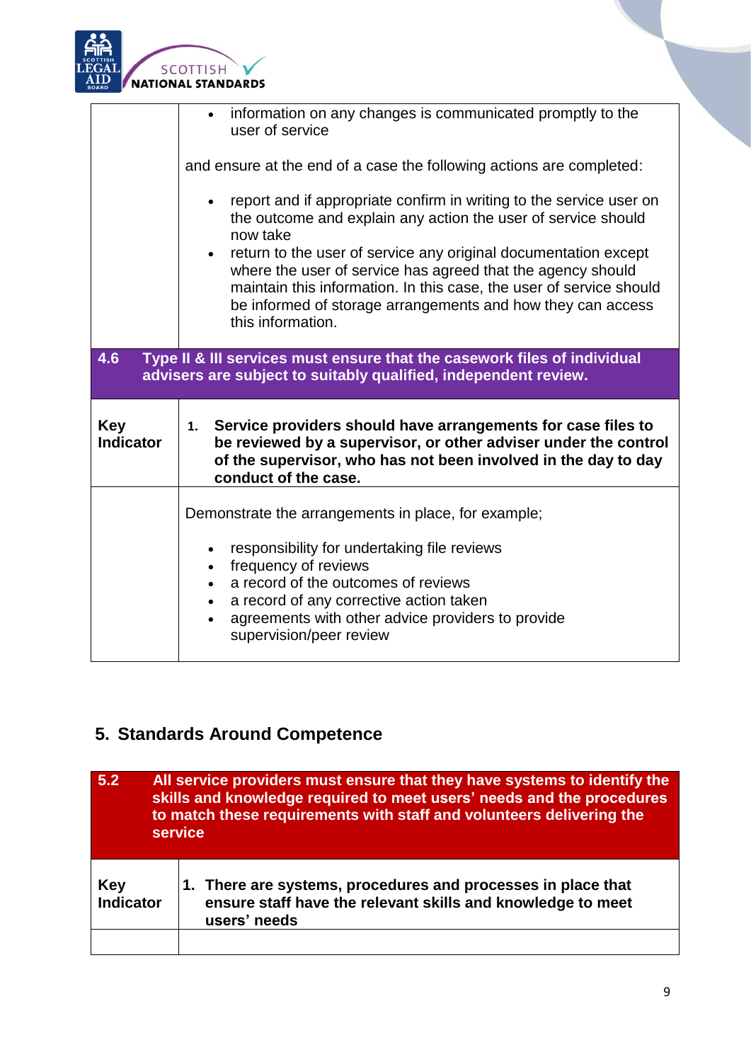| | |
|---|---|
| | • information on any changes is communicated promptly to the user of service<br><br>and ensure at the end of a case the following actions are completed:<br><br>• report and if appropriate confirm in writing to the service user on the outcome and explain any action the user of service should now take<br>• return to the user of service any original documentation except where the user of service has agreed that the agency should maintain this information. In this case, the user of service should be informed of storage arrangements and how they can access this information. |
| **4.6** | **Type II & III services must ensure that the casework files of individual advisers are subject to suitably qualified, independent review.** |
| **Key Indicator** | **1. Service providers should have arrangements for case files to be reviewed by a supervisor, or other adviser under the control of the supervisor, who has not been involved in the day to day conduct of the case.** |
| | Demonstrate the arrangements in place, for example;<br><br>• responsibility for undertaking file reviews<br>• frequency of reviews<br>• a record of the outcomes of reviews<br>• a record of any corrective action taken<br>• agreements with other advice providers to provide supervision/peer review |

## 5. Standards Around Competence

| | |
|---|---|
| **5.2** | **All service providers must ensure that they have systems to identify the skills and knowledge required to meet users' needs and the procedures to match these requirements with staff and volunteers delivering the service** |
| **Key Indicator** | **1. There are systems, procedures and processes in place that ensure staff have the relevant skills and knowledge to meet users' needs** |
| | |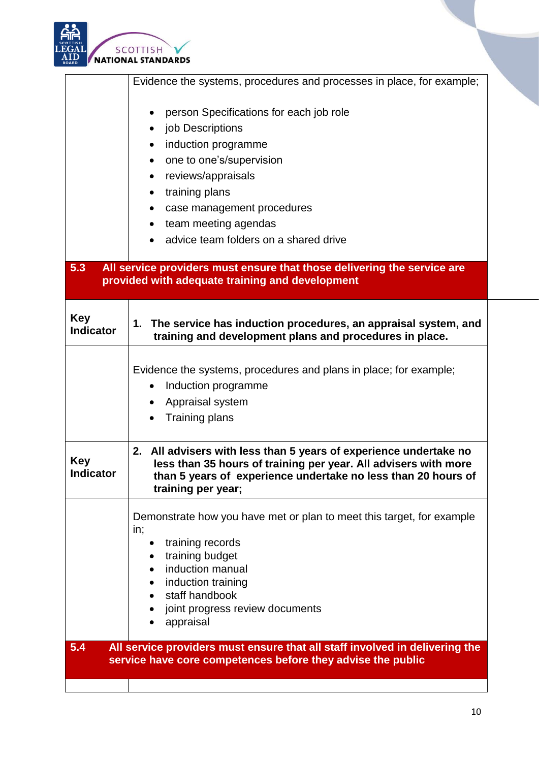| | |
|---|---|
| | Evidence the systems, procedures and processes in place, for example;<br><br>• person Specifications for each job role<br>• job Descriptions<br>• induction programme<br>• one to one's/supervision<br>• reviews/appraisals<br>• training plans<br>• case management procedures<br>• team meeting agendas<br>• advice team folders on a shared drive |
| **5.3** | **All service providers must ensure that those delivering the service are provided with adequate training and development** |
| **Key Indicator** | **1. The service has induction procedures, an appraisal system, and training and development plans and procedures in place.** |
| | Evidence the systems, procedures and plans in place; for example;<br>• Induction programme<br>• Appraisal system<br>• Training plans |
| **Key Indicator** | **2. All advisers with less than 5 years of experience undertake no less than 35 hours of training per year. All advisers with more than 5 years of experience undertake no less than 20 hours of training per year;** |
| | Demonstrate how you have met or plan to meet this target, for example in;<br>• training records<br>• training budget<br>• induction manual<br>• induction training<br>• staff handbook<br>• joint progress review documents<br>• appraisal |
| **5.4** | **All service providers must ensure that all staff involved in delivering the service have core competences before they advise the public** |
| | |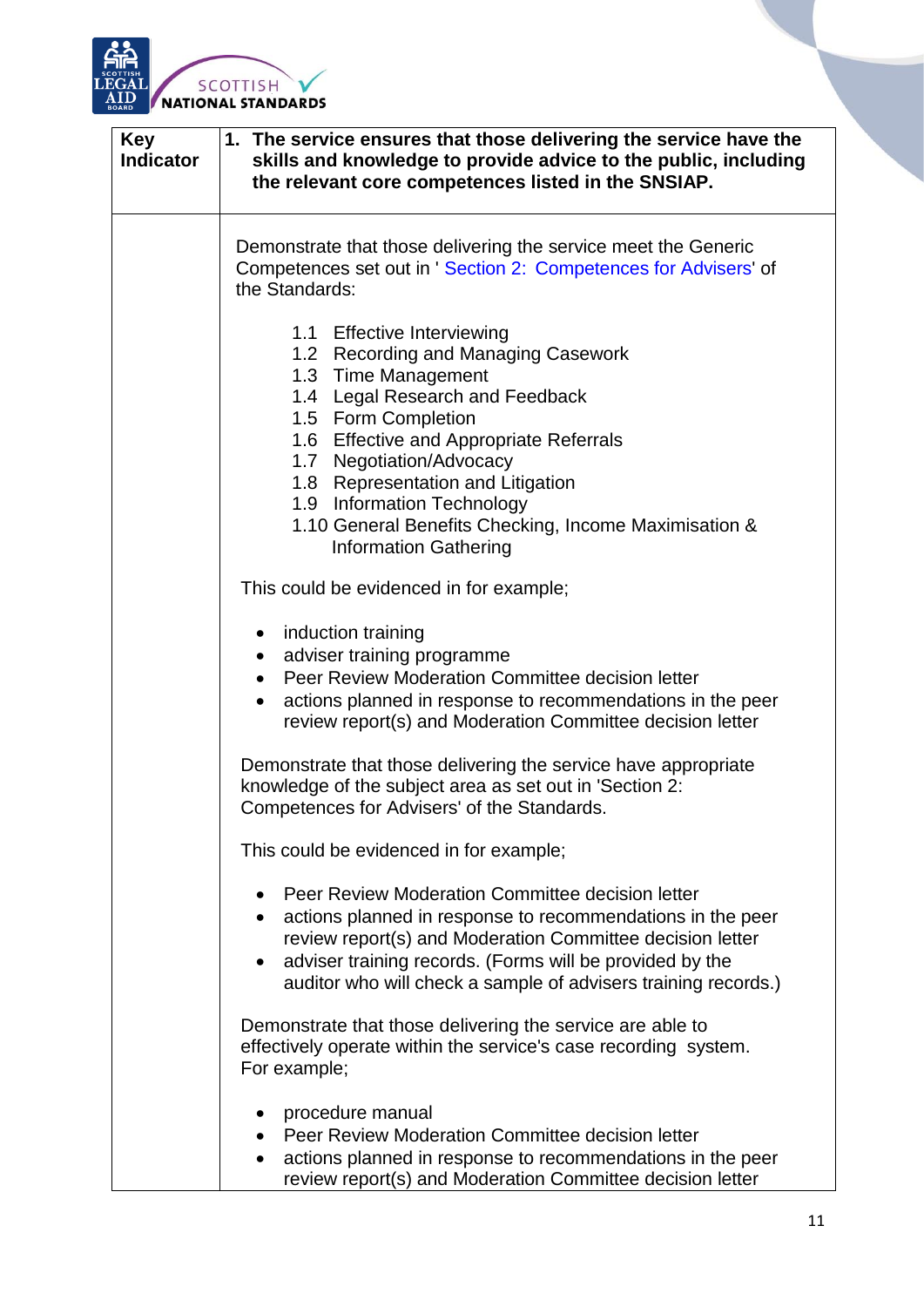| Key Indicator | 1. The service ensures that those delivering the service have the skills and knowledge to provide advice to the public, including the relevant core competences listed in the SNSIAP. |
|---|---|
| | Demonstrate that those delivering the service meet the Generic Competences set out in ' Section 2: Competences for Advisers' of the Standards:<br><br>1.1 Effective Interviewing<br>1.2 Recording and Managing Casework<br>1.3 Time Management<br>1.4 Legal Research and Feedback<br>1.5 Form Completion<br>1.6 Effective and Appropriate Referrals<br>1.7 Negotiation/Advocacy<br>1.8 Representation and Litigation<br>1.9 Information Technology<br>1.10 General Benefits Checking, Income Maximisation & Information Gathering<br><br>This could be evidenced in for example;<br><br>• induction training<br>• adviser training programme<br>• Peer Review Moderation Committee decision letter<br>• actions planned in response to recommendations in the peer review report(s) and Moderation Committee decision letter<br><br>Demonstrate that those delivering the service have appropriate knowledge of the subject area as set out in 'Section 2: Competences for Advisers' of the Standards.<br><br>This could be evidenced in for example;<br><br>• Peer Review Moderation Committee decision letter<br>• actions planned in response to recommendations in the peer review report(s) and Moderation Committee decision letter<br>• adviser training records. (Forms will be provided by the auditor who will check a sample of advisers training records.)<br><br>Demonstrate that those delivering the service are able to effectively operate within the service's case recording system. For example;<br><br>• procedure manual<br>• Peer Review Moderation Committee decision letter<br>• actions planned in response to recommendations in the peer review report(s) and Moderation Committee decision letter |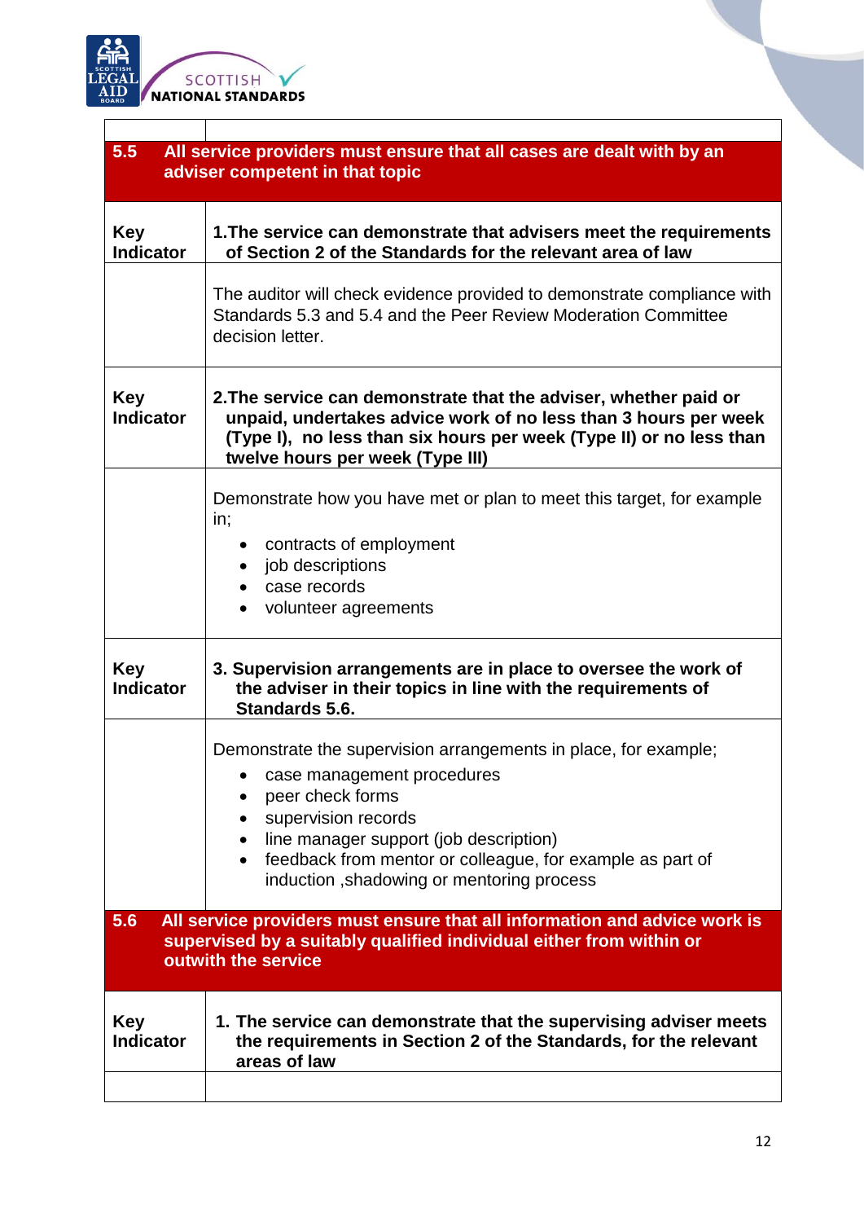| | |
|---|---|
| **5.5** | **All service providers must ensure that all cases are dealt with by an adviser competent in that topic** |
| **Key Indicator** | **1.The service can demonstrate that advisers meet the requirements of Section 2 of the Standards for the relevant area of law** |
| | The auditor will check evidence provided to demonstrate compliance with Standards 5.3 and 5.4 and the Peer Review Moderation Committee decision letter. |
| **Key Indicator** | **2.The service can demonstrate that the adviser, whether paid or unpaid, undertakes advice work of no less than 3 hours per week (Type I), no less than six hours per week (Type II) or no less than twelve hours per week (Type III)** |
| | Demonstrate how you have met or plan to meet this target, for example in;<br>• contracts of employment<br>• job descriptions<br>• case records<br>• volunteer agreements |
| **Key Indicator** | **3. Supervision arrangements are in place to oversee the work of the adviser in their topics in line with the requirements of Standards 5.6.** |
| | Demonstrate the supervision arrangements in place, for example;<br>• case management procedures<br>• peer check forms<br>• supervision records<br>• line manager support (job description)<br>• feedback from mentor or colleague, for example as part of induction ,shadowing or mentoring process |
| **5.6** | **All service providers must ensure that all information and advice work is supervised by a suitably qualified individual either from within or outwith the service** |
| **Key Indicator** | **1. The service can demonstrate that the supervising adviser meets the requirements in Section 2 of the Standards, for the relevant areas of law** |
| | |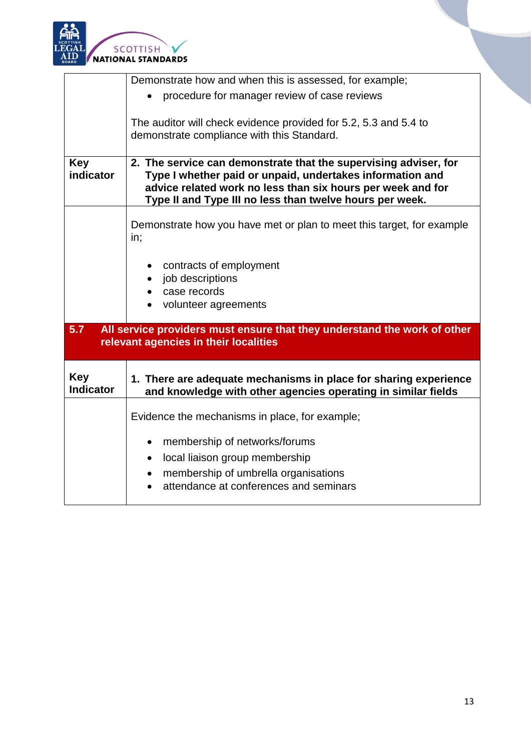| | |
|---|---|
| | Demonstrate how and when this is assessed, for example;<br>• procedure for manager review of case reviews<br><br>The auditor will check evidence provided for 5.2, 5.3 and 5.4 to demonstrate compliance with this Standard. |
| **Key indicator** | **2. The service can demonstrate that the supervising adviser, for Type I whether paid or unpaid, undertakes information and advice related work no less than six hours per week and for Type II and Type III no less than twelve hours per week.** |
| | Demonstrate how you have met or plan to meet this target, for example in;<br><br>• contracts of employment<br>• job descriptions<br>• case records<br>• volunteer agreements |
| **5.7** | **All service providers must ensure that they understand the work of other relevant agencies in their localities** |
| **Key Indicator** | **1. There are adequate mechanisms in place for sharing experience and knowledge with other agencies operating in similar fields** |
| | Evidence the mechanisms in place, for example;<br><br>• membership of networks/forums<br>• local liaison group membership<br>• membership of umbrella organisations<br>• attendance at conferences and seminars |